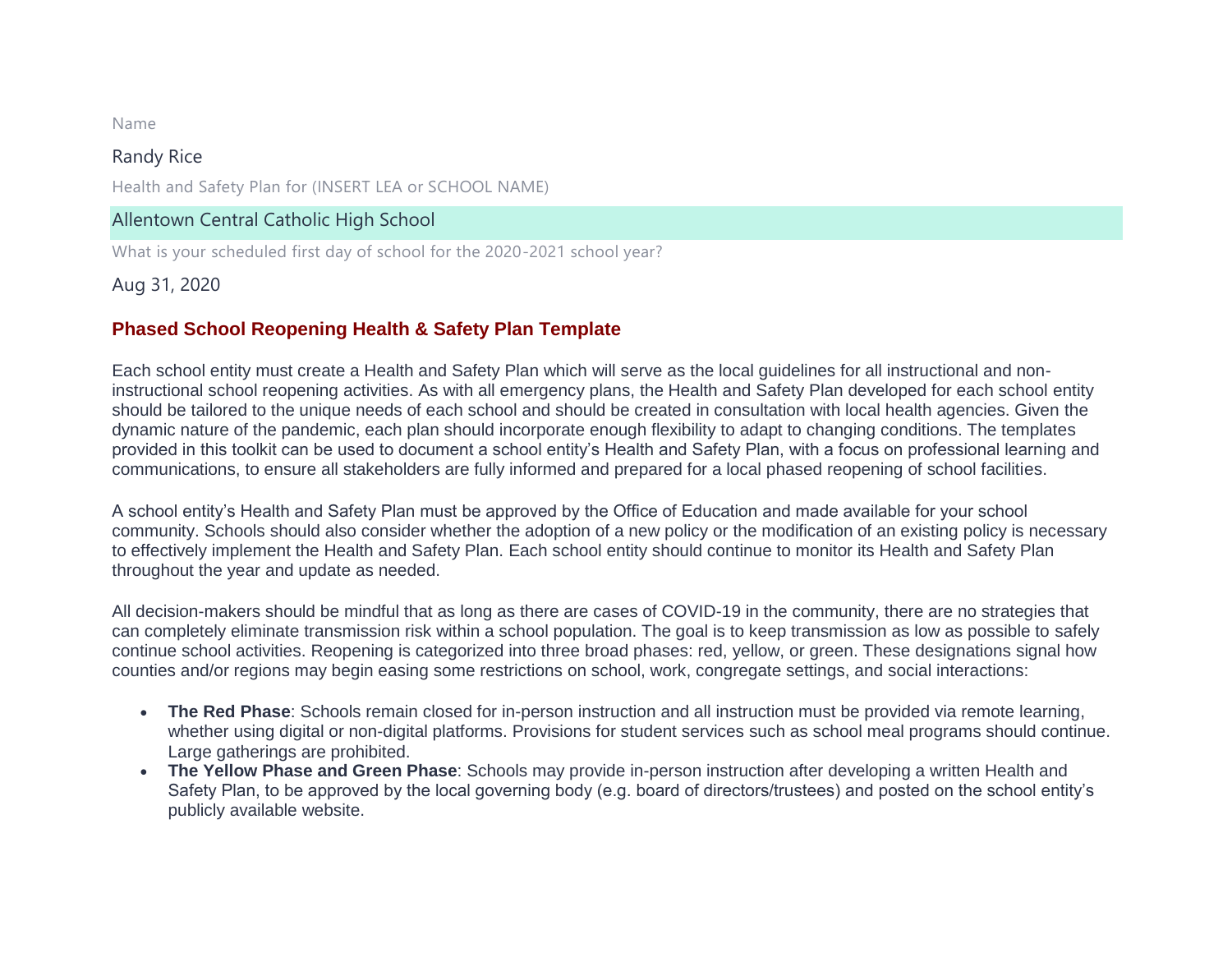Name

Randy Rice

Health and Safety Plan for (INSERT LEA or SCHOOL NAME)

Allentown Central Catholic High School

What is your scheduled first day of school for the 2020-2021 school year?

Aug 31, 2020

## Phased School Reopening Health & Safety Plan Template

Each school entity must create a Health and Safety Plan which will serve as the local guidelines for all instructional and non-instructional school reopening activities. As with all emergency plans, the Health and Safety Plan developed for each school entity should be tailored to the unique needs of each school and should be created in consultation with local health agencies. Given the dynamic nature of the pandemic, each plan should incorporate enough flexibility to adapt to changing conditions. The templates provided in this toolkit can be used to document a school entity's Health and Safety Plan, with a focus on professional learning and communications, to ensure all stakeholders are fully informed and prepared for a local phased reopening of school facilities.

A school entity's Health and Safety Plan must be approved by the Office of Education and made available for your school community. Schools should also consider whether the adoption of a new policy or the modification of an existing policy is necessary to effectively implement the Health and Safety Plan. Each school entity should continue to monitor its Health and Safety Plan throughout the year and update as needed.

All decision-makers should be mindful that as long as there are cases of COVID-19 in the community, there are no strategies that can completely eliminate transmission risk within a school population. The goal is to keep transmission as low as possible to safely continue school activities. Reopening is categorized into three broad phases: red, yellow, or green. These designations signal how counties and/or regions may begin easing some restrictions on school, work, congregate settings, and social interactions:

- **The Red Phase**: Schools remain closed for in-person instruction and all instruction must be provided via remote learning, whether using digital or non-digital platforms. Provisions for student services such as school meal programs should continue. Large gatherings are prohibited.
- **The Yellow Phase and Green Phase**: Schools may provide in-person instruction after developing a written Health and Safety Plan, to be approved by the local governing body (e.g. board of directors/trustees) and posted on the school entity's publicly available website.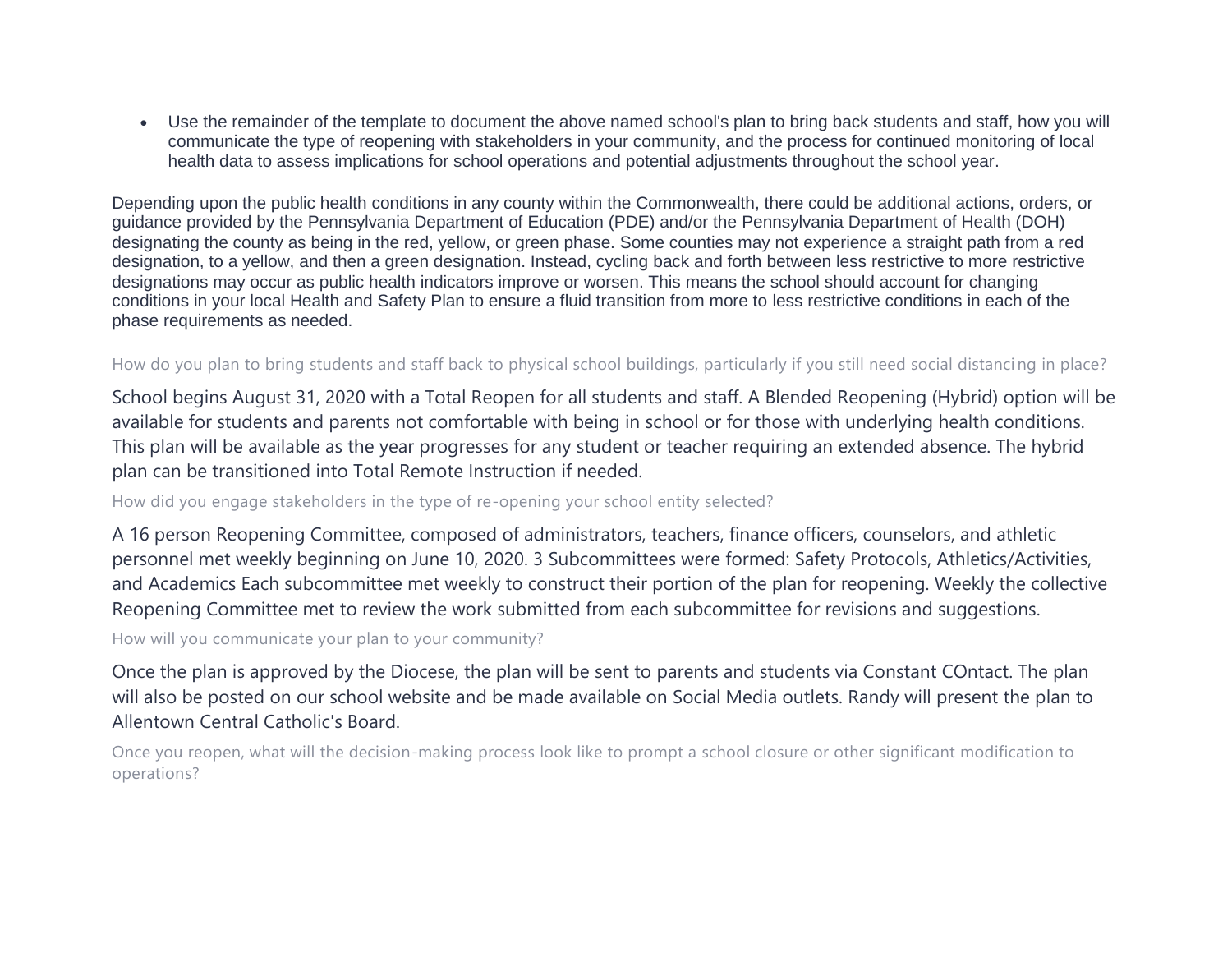- Use the remainder of the template to document the above named school's plan to bring back students and staff, how you will communicate the type of reopening with stakeholders in your community, and the process for continued monitoring of local health data to assess implications for school operations and potential adjustments throughout the school year.

Depending upon the public health conditions in any county within the Commonwealth, there could be additional actions, orders, or guidance provided by the Pennsylvania Department of Education (PDE) and/or the Pennsylvania Department of Health (DOH) designating the county as being in the red, yellow, or green phase. Some counties may not experience a straight path from a red designation, to a yellow, and then a green designation. Instead, cycling back and forth between less restrictive to more restrictive designations may occur as public health indicators improve or worsen. This means the school should account for changing conditions in your local Health and Safety Plan to ensure a fluid transition from more to less restrictive conditions in each of the phase requirements as needed.

How do you plan to bring students and staff back to physical school buildings, particularly if you still need social distancing in place?

School begins August 31, 2020 with a Total Reopen for all students and staff. A Blended Reopening (Hybrid) option will be available for students and parents not comfortable with being in school or for those with underlying health conditions. This plan will be available as the year progresses for any student or teacher requiring an extended absence. The hybrid plan can be transitioned into Total Remote Instruction if needed.

How did you engage stakeholders in the type of re-opening your school entity selected?

A 16 person Reopening Committee, composed of administrators, teachers, finance officers, counselors, and athletic personnel met weekly beginning on June 10, 2020. 3 Subcommittees were formed: Safety Protocols, Athletics/Activities, and Academics Each subcommittee met weekly to construct their portion of the plan for reopening. Weekly the collective Reopening Committee met to review the work submitted from each subcommittee for revisions and suggestions.

How will you communicate your plan to your community?

Once the plan is approved by the Diocese, the plan will be sent to parents and students via Constant COntact. The plan will also be posted on our school website and be made available on Social Media outlets. Randy will present the plan to Allentown Central Catholic's Board.

Once you reopen, what will the decision-making process look like to prompt a school closure or other significant modification to operations?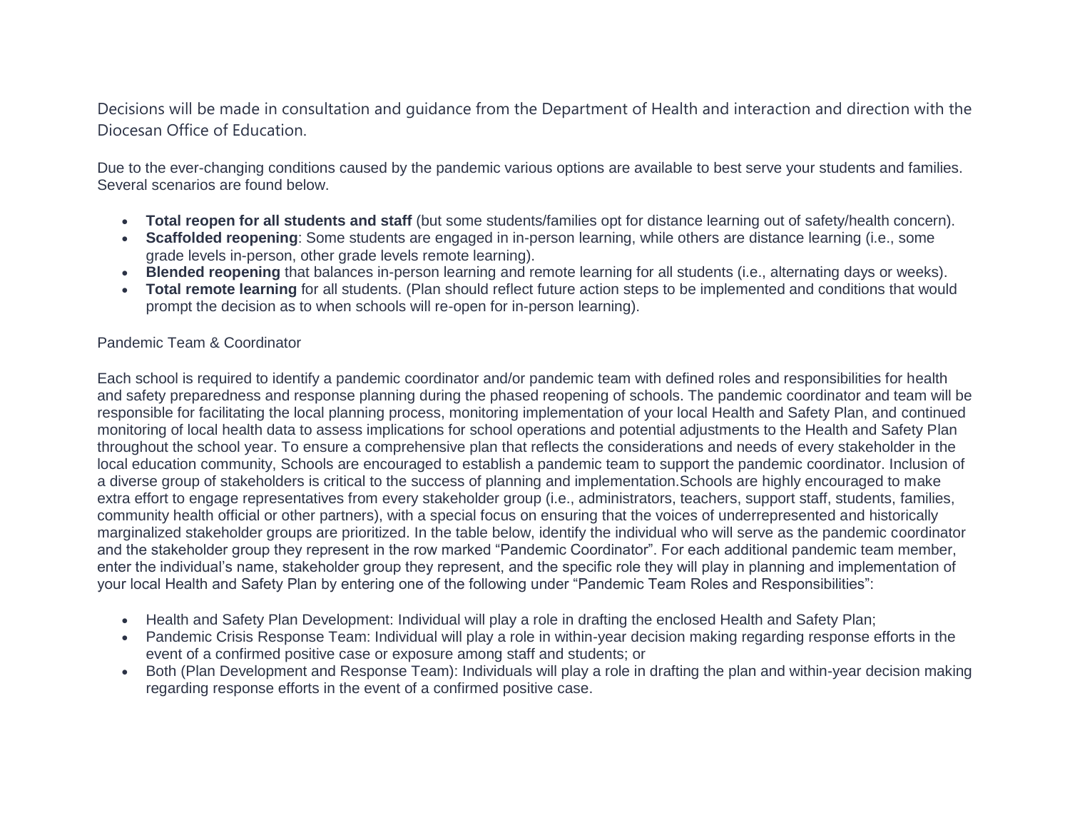Decisions will be made in consultation and guidance from the Department of Health and interaction and direction with the Diocesan Office of Education.

Due to the ever-changing conditions caused by the pandemic various options are available to best serve your students and families. Several scenarios are found below.

- **Total reopen for all students and staff** (but some students/families opt for distance learning out of safety/health concern).
- **Scaffolded reopening**: Some students are engaged in in-person learning, while others are distance learning (i.e., some grade levels in-person, other grade levels remote learning).
- **Blended reopening** that balances in-person learning and remote learning for all students (i.e., alternating days or weeks).
- **Total remote learning** for all students. (Plan should reflect future action steps to be implemented and conditions that would prompt the decision as to when schools will re-open for in-person learning).

Pandemic Team & Coordinator

Each school is required to identify a pandemic coordinator and/or pandemic team with defined roles and responsibilities for health and safety preparedness and response planning during the phased reopening of schools. The pandemic coordinator and team will be responsible for facilitating the local planning process, monitoring implementation of your local Health and Safety Plan, and continued monitoring of local health data to assess implications for school operations and potential adjustments to the Health and Safety Plan throughout the school year. To ensure a comprehensive plan that reflects the considerations and needs of every stakeholder in the local education community, Schools are encouraged to establish a pandemic team to support the pandemic coordinator. Inclusion of a diverse group of stakeholders is critical to the success of planning and implementation.Schools are highly encouraged to make extra effort to engage representatives from every stakeholder group (i.e., administrators, teachers, support staff, students, families, community health official or other partners), with a special focus on ensuring that the voices of underrepresented and historically marginalized stakeholder groups are prioritized. In the table below, identify the individual who will serve as the pandemic coordinator and the stakeholder group they represent in the row marked "Pandemic Coordinator". For each additional pandemic team member, enter the individual's name, stakeholder group they represent, and the specific role they will play in planning and implementation of your local Health and Safety Plan by entering one of the following under "Pandemic Team Roles and Responsibilities":

- Health and Safety Plan Development: Individual will play a role in drafting the enclosed Health and Safety Plan;
- Pandemic Crisis Response Team: Individual will play a role in within-year decision making regarding response efforts in the event of a confirmed positive case or exposure among staff and students; or
- Both (Plan Development and Response Team): Individuals will play a role in drafting the plan and within-year decision making regarding response efforts in the event of a confirmed positive case.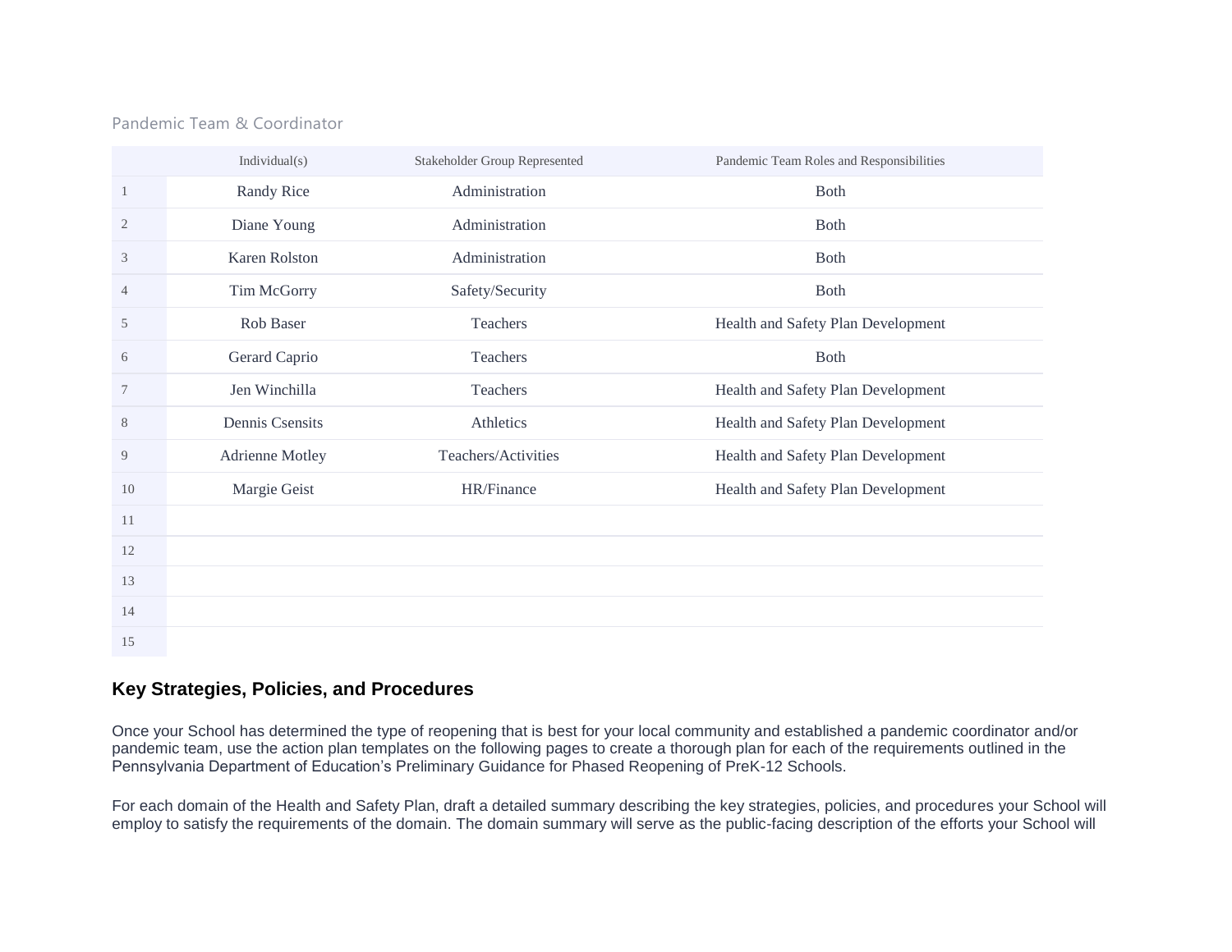Pandemic Team & Coordinator

| | Individual(s) | Stakeholder Group Represented | Pandemic Team Roles and Responsibilities |
|---|---|---|---|
| 1 | Randy Rice | Administration | Both |
| 2 | Diane Young | Administration | Both |
| 3 | Karen Rolston | Administration | Both |
| 4 | Tim McGorry | Safety/Security | Both |
| 5 | Rob Baser | Teachers | Health and Safety Plan Development |
| 6 | Gerard Caprio | Teachers | Both |
| 7 | Jen Winchilla | Teachers | Health and Safety Plan Development |
| 8 | Dennis Csensits | Athletics | Health and Safety Plan Development |
| 9 | Adrienne Motley | Teachers/Activities | Health and Safety Plan Development |
| 10 | Margie Geist | HR/Finance | Health and Safety Plan Development |
| 11 | | | |
| 12 | | | |
| 13 | | | |
| 14 | | | |
| 15 | | | |

## Key Strategies, Policies, and Procedures

Once your School has determined the type of reopening that is best for your local community and established a pandemic coordinator and/or pandemic team, use the action plan templates on the following pages to create a thorough plan for each of the requirements outlined in the Pennsylvania Department of Education's Preliminary Guidance for Phased Reopening of PreK-12 Schools.

For each domain of the Health and Safety Plan, draft a detailed summary describing the key strategies, policies, and procedures your School will employ to satisfy the requirements of the domain. The domain summary will serve as the public-facing description of the efforts your School will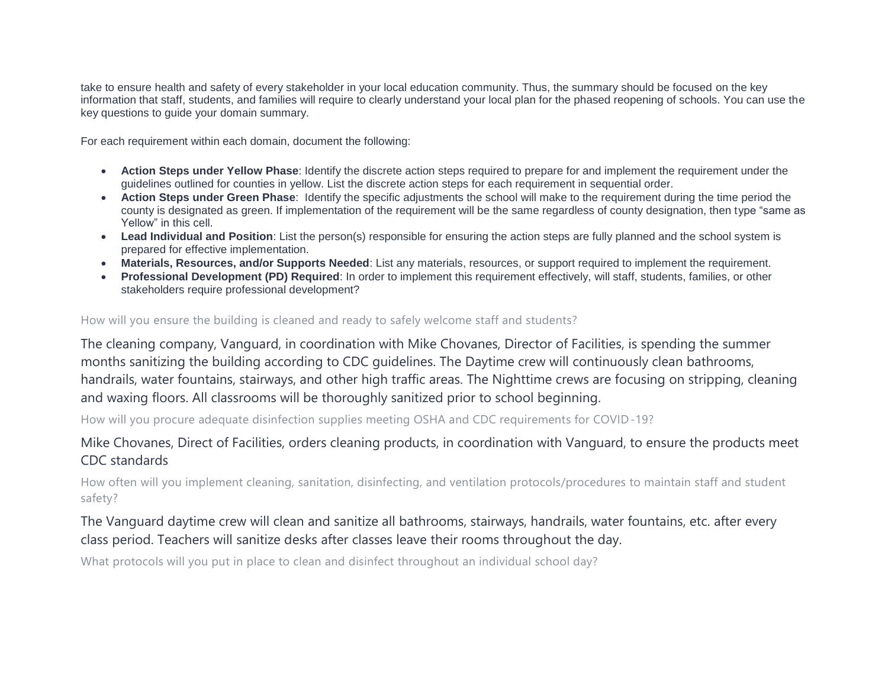take to ensure health and safety of every stakeholder in your local education community. Thus, the summary should be focused on the key information that staff, students, and families will require to clearly understand your local plan for the phased reopening of schools. You can use the key questions to guide your domain summary.

For each requirement within each domain, document the following:

- **Action Steps under Yellow Phase**: Identify the discrete action steps required to prepare for and implement the requirement under the guidelines outlined for counties in yellow. List the discrete action steps for each requirement in sequential order.
- **Action Steps under Green Phase**: Identify the specific adjustments the school will make to the requirement during the time period the county is designated as green. If implementation of the requirement will be the same regardless of county designation, then type "same as Yellow" in this cell.
- **Lead Individual and Position**: List the person(s) responsible for ensuring the action steps are fully planned and the school system is prepared for effective implementation.
- **Materials, Resources, and/or Supports Needed**: List any materials, resources, or support required to implement the requirement.
- **Professional Development (PD) Required**: In order to implement this requirement effectively, will staff, students, families, or other stakeholders require professional development?

How will you ensure the building is cleaned and ready to safely welcome staff and students?

The cleaning company, Vanguard, in coordination with Mike Chovanes, Director of Facilities, is spending the summer months sanitizing the building according to CDC guidelines. The Daytime crew will continuously clean bathrooms, handrails, water fountains, stairways, and other high traffic areas. The Nighttime crews are focusing on stripping, cleaning and waxing floors. All classrooms will be thoroughly sanitized prior to school beginning.

How will you procure adequate disinfection supplies meeting OSHA and CDC requirements for COVID-19?

Mike Chovanes, Direct of Facilities, orders cleaning products, in coordination with Vanguard, to ensure the products meet CDC standards

How often will you implement cleaning, sanitation, disinfecting, and ventilation protocols/procedures to maintain staff and student safety?

The Vanguard daytime crew will clean and sanitize all bathrooms, stairways, handrails, water fountains, etc. after every class period. Teachers will sanitize desks after classes leave their rooms throughout the day.

What protocols will you put in place to clean and disinfect throughout an individual school day?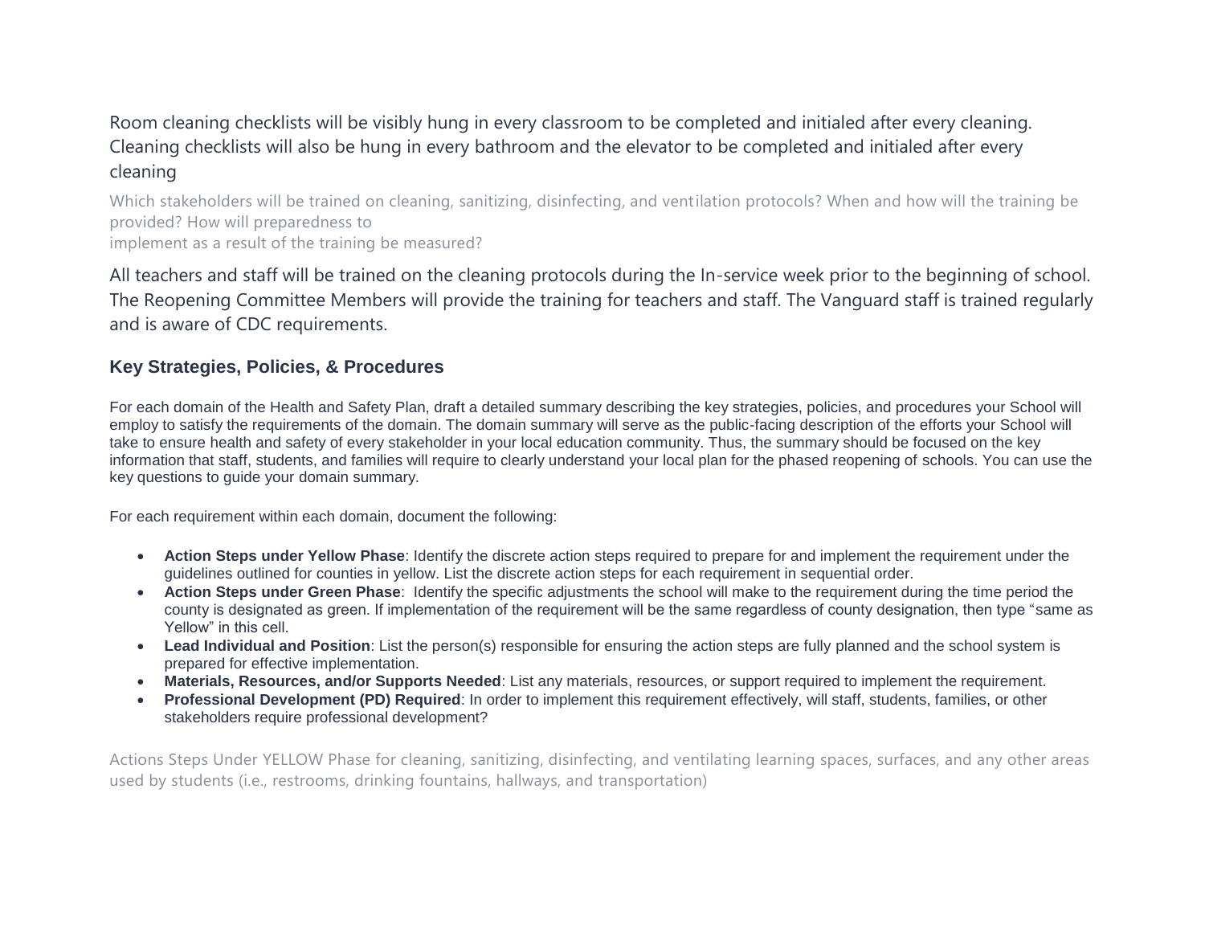Room cleaning checklists will be visibly hung in every classroom to be completed and initialed after every cleaning. Cleaning checklists will also be hung in every bathroom and the elevator to be completed and initialed after every cleaning

Which stakeholders will be trained on cleaning, sanitizing, disinfecting, and ventilation protocols? When and how will the training be provided? How will preparedness to
implement as a result of the training be measured?

All teachers and staff will be trained on the cleaning protocols during the In-service week prior to the beginning of school. The Reopening Committee Members will provide the training for teachers and staff. The Vanguard staff is trained regularly and is aware of CDC requirements.

### Key Strategies, Policies, & Procedures

For each domain of the Health and Safety Plan, draft a detailed summary describing the key strategies, policies, and procedures your School will employ to satisfy the requirements of the domain. The domain summary will serve as the public-facing description of the efforts your School will take to ensure health and safety of every stakeholder in your local education community. Thus, the summary should be focused on the key information that staff, students, and families will require to clearly understand your local plan for the phased reopening of schools. You can use the key questions to guide your domain summary.

For each requirement within each domain, document the following:

- **Action Steps under Yellow Phase**: Identify the discrete action steps required to prepare for and implement the requirement under the guidelines outlined for counties in yellow. List the discrete action steps for each requirement in sequential order.
- **Action Steps under Green Phase**: Identify the specific adjustments the school will make to the requirement during the time period the county is designated as green. If implementation of the requirement will be the same regardless of county designation, then type "same as Yellow" in this cell.
- **Lead Individual and Position**: List the person(s) responsible for ensuring the action steps are fully planned and the school system is prepared for effective implementation.
- **Materials, Resources, and/or Supports Needed**: List any materials, resources, or support required to implement the requirement.
- **Professional Development (PD) Required**: In order to implement this requirement effectively, will staff, students, families, or other stakeholders require professional development?

Actions Steps Under YELLOW Phase for cleaning, sanitizing, disinfecting, and ventilating learning spaces, surfaces, and any other areas used by students (i.e., restrooms, drinking fountains, hallways, and transportation)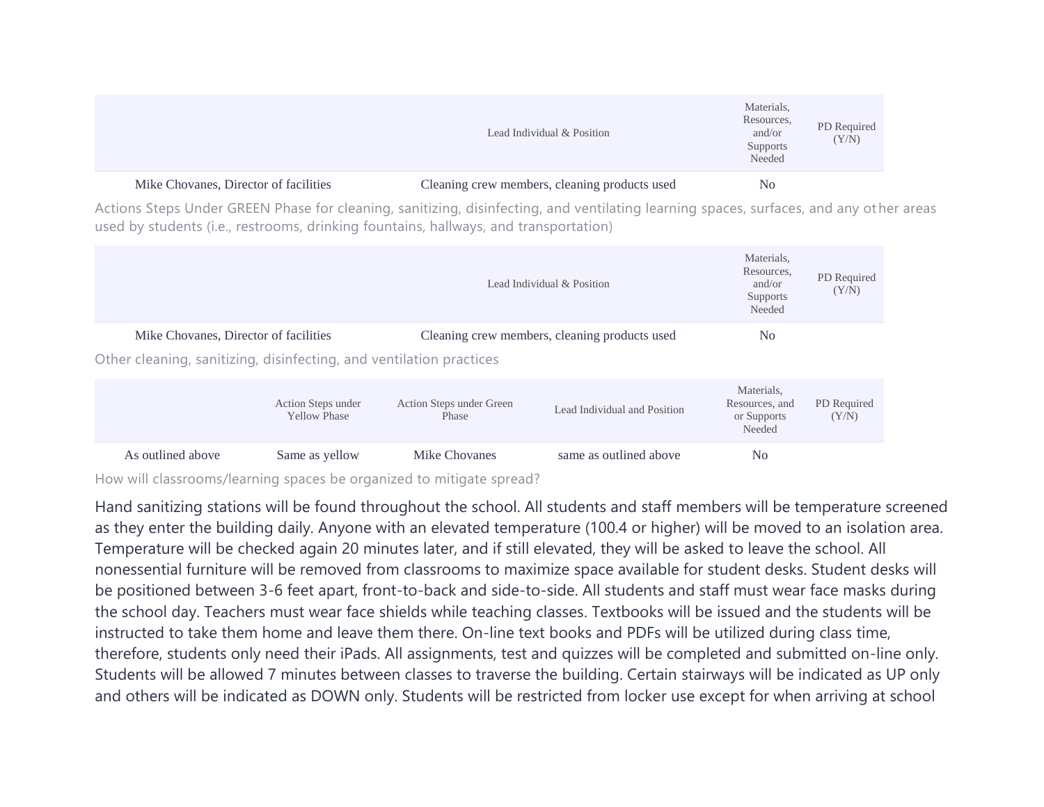| | Lead Individual & Position | Materials, Resources, and/or Supports Needed | PD Required (Y/N) |
|---|---|---|---|
| Mike Chovanes, Director of facilities | Cleaning crew members, cleaning products used | No | |

Actions Steps Under GREEN Phase for cleaning, sanitizing, disinfecting, and ventilating learning spaces, surfaces, and any other areas used by students (i.e., restrooms, drinking fountains, hallways, and transportation)

| | Lead Individual & Position | Materials, Resources, and/or Supports Needed | PD Required (Y/N) |
|---|---|---|---|
| Mike Chovanes, Director of facilities | Cleaning crew members, cleaning products used | No | |

Other cleaning, sanitizing, disinfecting, and ventilation practices

| | Action Steps under Yellow Phase | Action Steps under Green Phase | Lead Individual and Position | Materials, Resources, and or Supports Needed | PD Required (Y/N) |
|---|---|---|---|---|---|
| As outlined above | Same as yellow | Mike Chovanes | same as outlined above | No | |

How will classrooms/learning spaces be organized to mitigate spread?

Hand sanitizing stations will be found throughout the school. All students and staff members will be temperature screened as they enter the building daily. Anyone with an elevated temperature (100.4 or higher) will be moved to an isolation area. Temperature will be checked again 20 minutes later, and if still elevated, they will be asked to leave the school. All nonessential furniture will be removed from classrooms to maximize space available for student desks. Student desks will be positioned between 3-6 feet apart, front-to-back and side-to-side. All students and staff must wear face masks during the school day. Teachers must wear face shields while teaching classes. Textbooks will be issued and the students will be instructed to take them home and leave them there. On-line text books and PDFs will be utilized during class time, therefore, students only need their iPads. All assignments, test and quizzes will be completed and submitted on-line only. Students will be allowed 7 minutes between classes to traverse the building. Certain stairways will be indicated as UP only and others will be indicated as DOWN only. Students will be restricted from locker use except for when arriving at school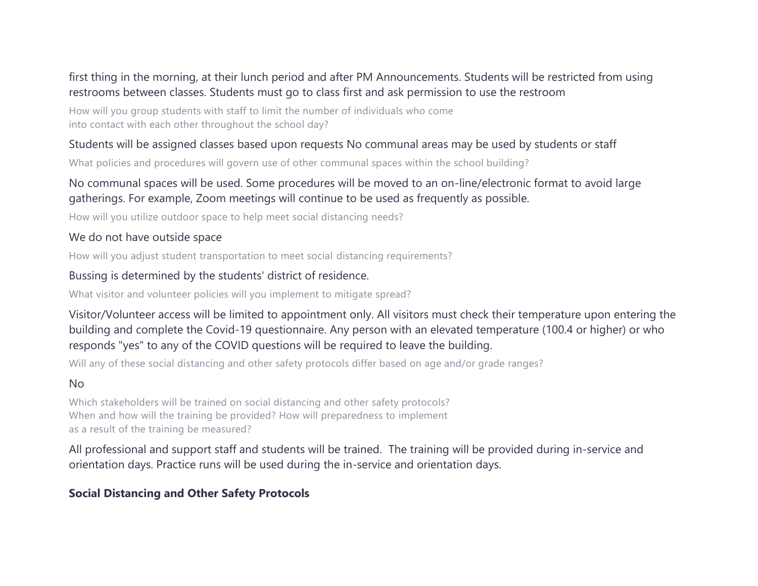first thing in the morning, at their lunch period and after PM Announcements. Students will be restricted from using restrooms between classes. Students must go to class first and ask permission to use the restroom

How will you group students with staff to limit the number of individuals who come into contact with each other throughout the school day?

Students will be assigned classes based upon requests No communal areas may be used by students or staff

What policies and procedures will govern use of other communal spaces within the school building?

No communal spaces will be used. Some procedures will be moved to an on-line/electronic format to avoid large gatherings. For example, Zoom meetings will continue to be used as frequently as possible.

How will you utilize outdoor space to help meet social distancing needs?

We do not have outside space

How will you adjust student transportation to meet social distancing requirements?

Bussing is determined by the students' district of residence.

What visitor and volunteer policies will you implement to mitigate spread?

Visitor/Volunteer access will be limited to appointment only. All visitors must check their temperature upon entering the building and complete the Covid-19 questionnaire. Any person with an elevated temperature (100.4 or higher) or who responds "yes" to any of the COVID questions will be required to leave the building.

Will any of these social distancing and other safety protocols differ based on age and/or grade ranges?

No

Which stakeholders will be trained on social distancing and other safety protocols? When and how will the training be provided? How will preparedness to implement as a result of the training be measured?

All professional and support staff and students will be trained. The training will be provided during in-service and orientation days. Practice runs will be used during the in-service and orientation days.

**Social Distancing and Other Safety Protocols**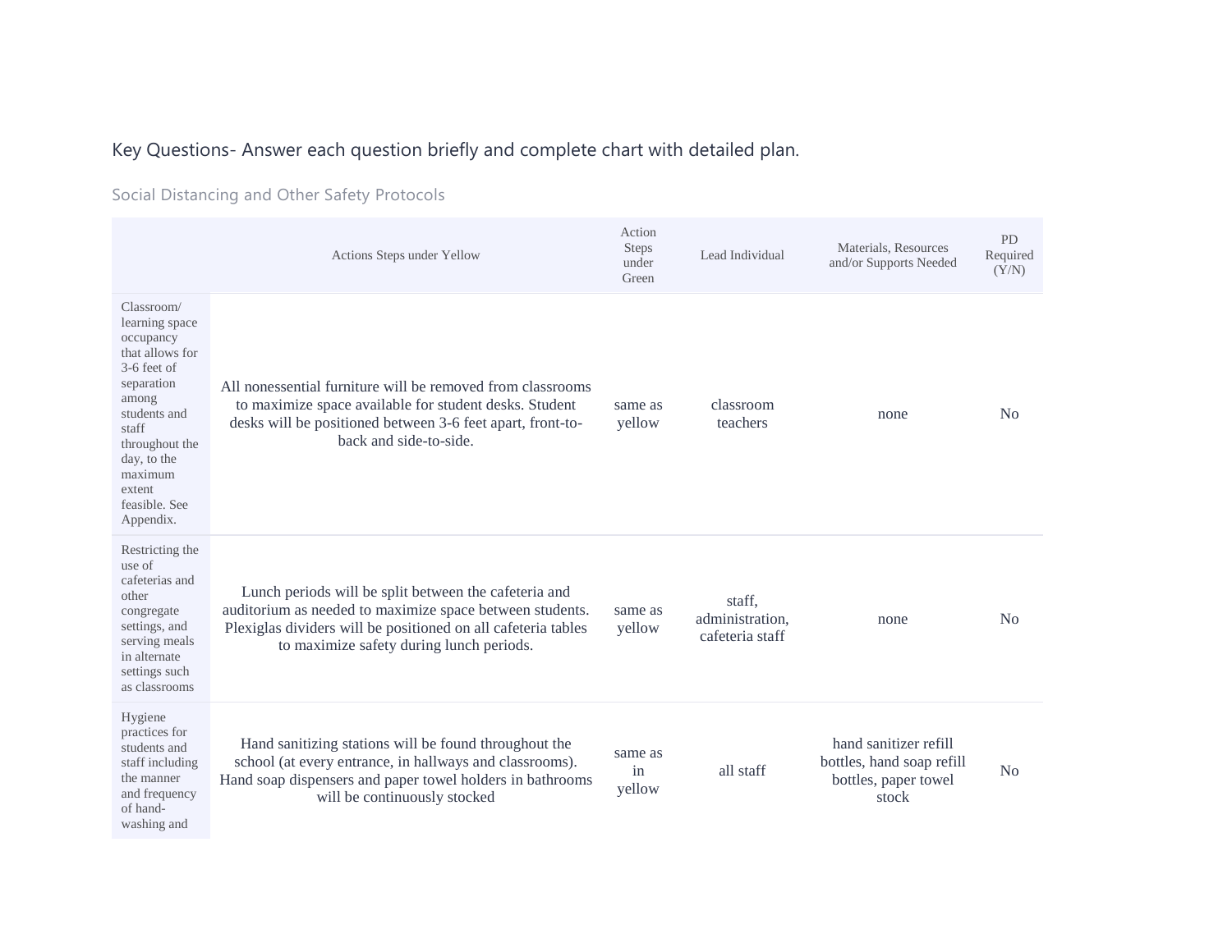Key Questions- Answer each question briefly and complete chart with detailed plan.

## Social Distancing and Other Safety Protocols

| | Actions Steps under Yellow | Action Steps under Green | Lead Individual | Materials, Resources and/or Supports Needed | PD Required (Y/N) |
|---|---|---|---|---|---|
| Classroom/ learning space occupancy that allows for 3-6 feet of separation among students and staff throughout the day, to the maximum extent feasible. See Appendix. | All nonessential furniture will be removed from classrooms to maximize space available for student desks. Student desks will be positioned between 3-6 feet apart, front-to-back and side-to-side. | same as yellow | classroom teachers | none | No |
| Restricting the use of cafeterias and other congregate settings, and serving meals in alternate settings such as classrooms | Lunch periods will be split between the cafeteria and auditorium as needed to maximize space between students. Plexiglas dividers will be positioned on all cafeteria tables to maximize safety during lunch periods. | same as yellow | staff, administration, cafeteria staff | none | No |
| Hygiene practices for students and staff including the manner and frequency of hand-washing and | Hand sanitizing stations will be found throughout the school (at every entrance, in hallways and classrooms). Hand soap dispensers and paper towel holders in bathrooms will be continuously stocked | same as in yellow | all staff | hand sanitizer refill bottles, hand soap refill bottles, paper towel stock | No |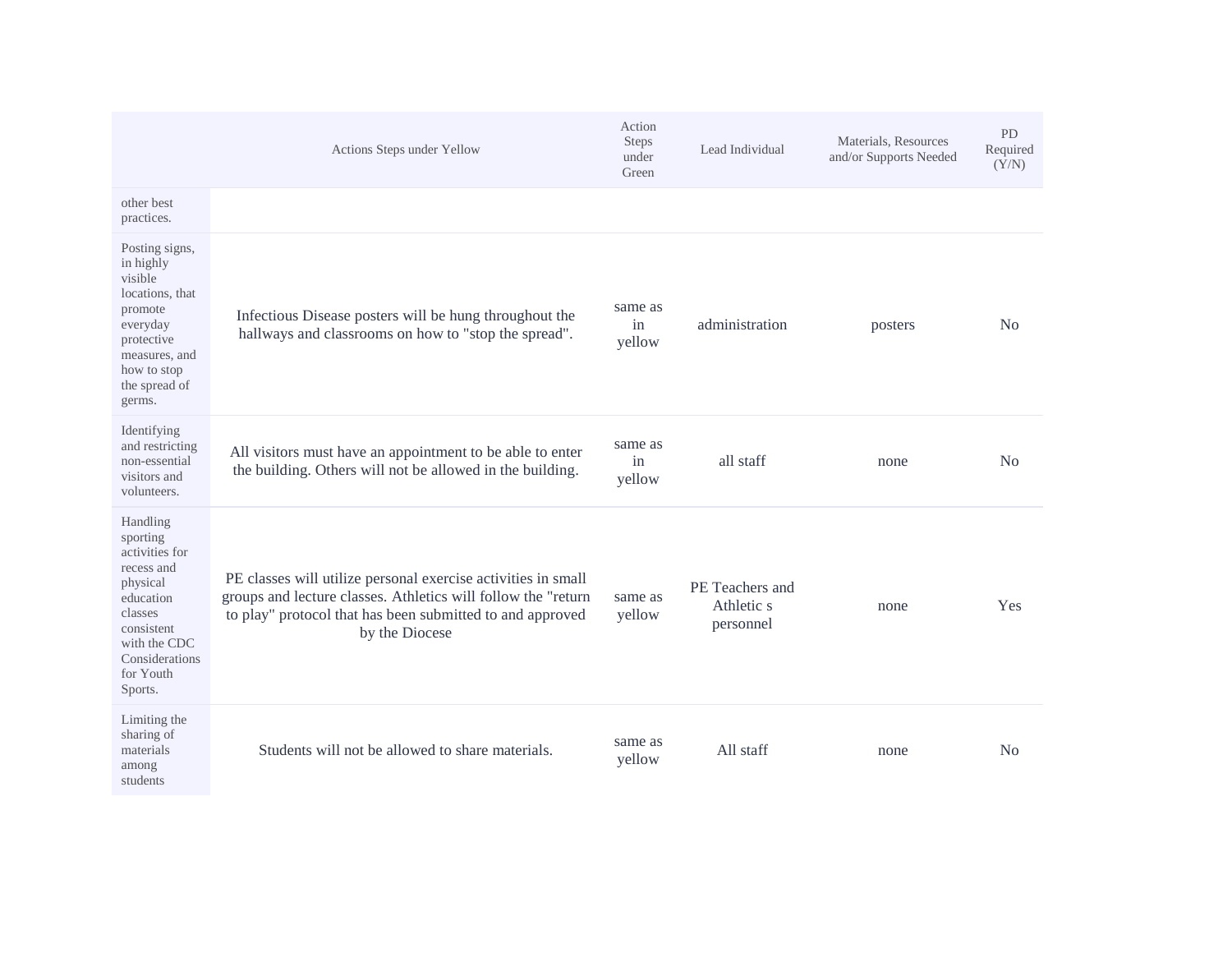| | Actions Steps under Yellow | Action Steps under Green | Lead Individual | Materials, Resources and/or Supports Needed | PD Required (Y/N) |
|---|---|---|---|---|---|
| other best practices. | | | | | |
| Posting signs, in highly visible locations, that promote everyday protective measures, and how to stop the spread of germs. | Infectious Disease posters will be hung throughout the hallways and classrooms on how to "stop the spread". | same as in yellow | administration | posters | No |
| Identifying and restricting non-essential visitors and volunteers. | All visitors must have an appointment to be able to enter the building. Others will not be allowed in the building. | same as in yellow | all staff | none | No |
| Handling sporting activities for recess and physical education classes consistent with the CDC Considerations for Youth Sports. | PE classes will utilize personal exercise activities in small groups and lecture classes. Athletics will follow the "return to play" protocol that has been submitted to and approved by the Diocese | same as yellow | PE Teachers and Athletic s personnel | none | Yes |
| Limiting the sharing of materials among students | Students will not be allowed to share materials. | same as yellow | All staff | none | No |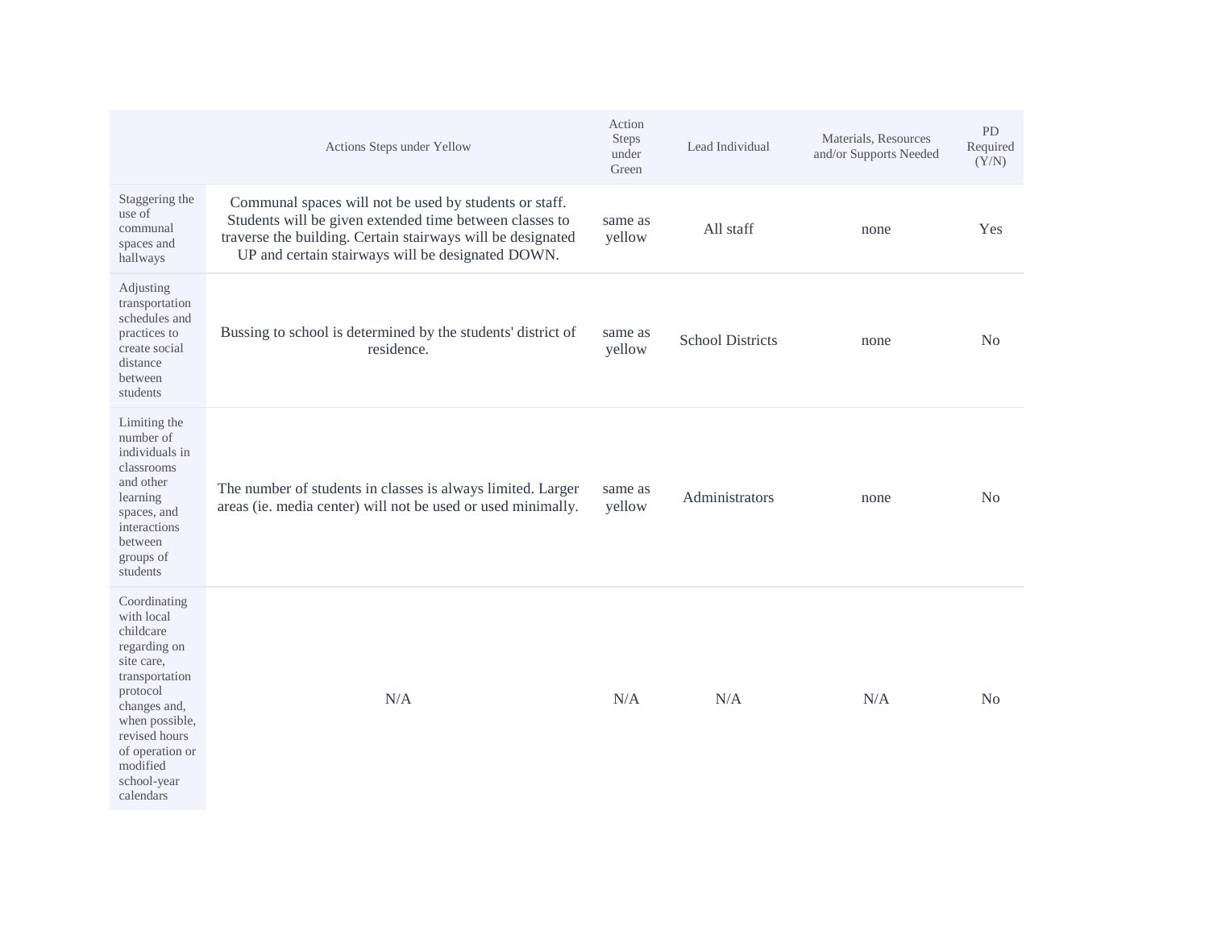| | Actions Steps under Yellow | Action Steps under Green | Lead Individual | Materials, Resources and/or Supports Needed | PD Required (Y/N) |
|---|---|---|---|---|---|
| Staggering the use of communal spaces and hallways | Communal spaces will not be used by students or staff. Students will be given extended time between classes to traverse the building. Certain stairways will be designated UP and certain stairways will be designated DOWN. | same as yellow | All staff | none | Yes |
| Adjusting transportation schedules and practices to create social distance between students | Bussing to school is determined by the students' district of residence. | same as yellow | School Districts | none | No |
| Limiting the number of individuals in classrooms and other learning spaces, and interactions between groups of students | The number of students in classes is always limited. Larger areas (ie. media center) will not be used or used minimally. | same as yellow | Administrators | none | No |
| Coordinating with local childcare regarding on site care, transportation protocol changes and, when possible, revised hours of operation or modified school-year calendars | N/A | N/A | N/A | N/A | No |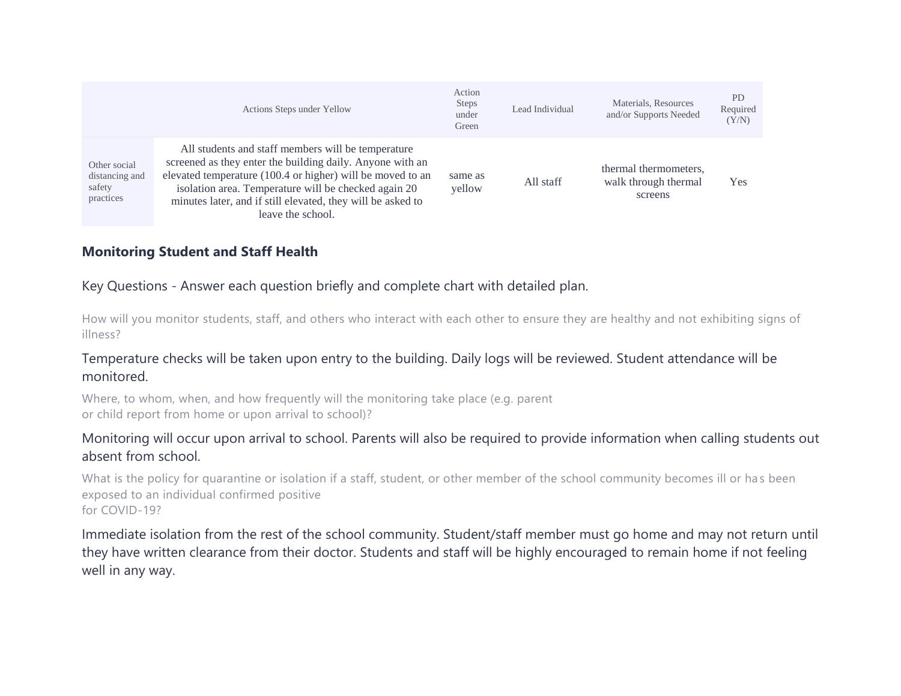| | Actions Steps under Yellow | Action Steps under Green | Lead Individual | Materials, Resources and/or Supports Needed | PD Required (Y/N) |
|---|---|---|---|---|---|
| Other social distancing and safety practices | All students and staff members will be temperature screened as they enter the building daily. Anyone with an elevated temperature (100.4 or higher) will be moved to an isolation area. Temperature will be checked again 20 minutes later, and if still elevated, they will be asked to leave the school. | same as yellow | All staff | thermal thermometers, walk through thermal screens | Yes |

## Monitoring Student and Staff Health

Key Questions - Answer each question briefly and complete chart with detailed plan.

How will you monitor students, staff, and others who interact with each other to ensure they are healthy and not exhibiting signs of illness?

Temperature checks will be taken upon entry to the building. Daily logs will be reviewed. Student attendance will be monitored.

Where, to whom, when, and how frequently will the monitoring take place (e.g. parent or child report from home or upon arrival to school)?

Monitoring will occur upon arrival to school. Parents will also be required to provide information when calling students out absent from school.

What is the policy for quarantine or isolation if a staff, student, or other member of the school community becomes ill or has been exposed to an individual confirmed positive for COVID-19?

Immediate isolation from the rest of the school community. Student/staff member must go home and may not return until they have written clearance from their doctor. Students and staff will be highly encouraged to remain home if not feeling well in any way.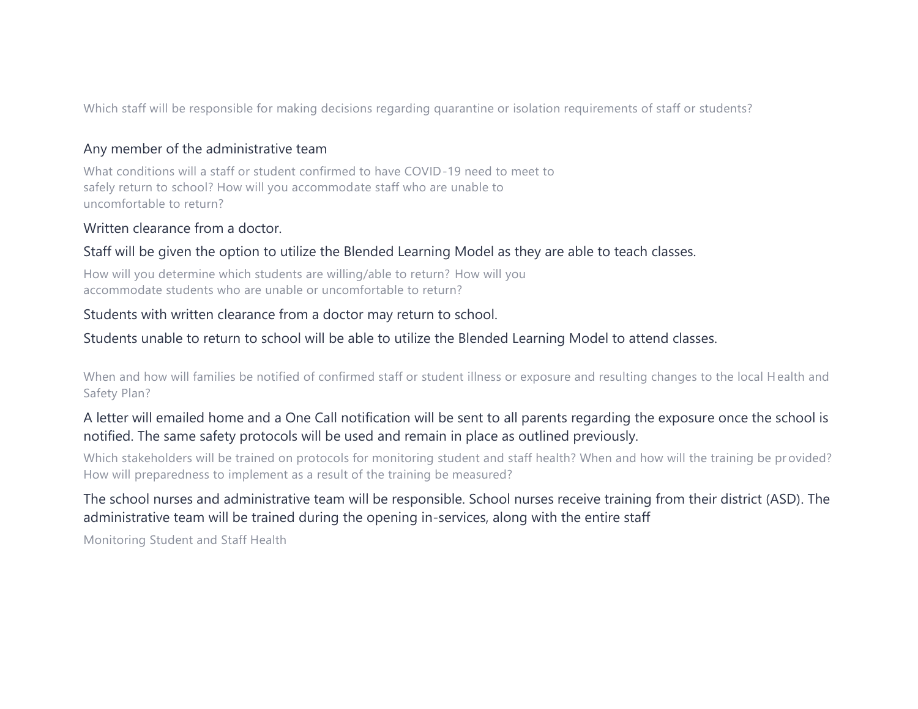Which staff will be responsible for making decisions regarding quarantine or isolation requirements of staff or students?

Any member of the administrative team

What conditions will a staff or student confirmed to have COVID-19 need to meet to safely return to school? How will you accommodate staff who are unable to uncomfortable to return?

Written clearance from a doctor.

Staff will be given the option to utilize the Blended Learning Model as they are able to teach classes.

How will you determine which students are willing/able to return? How will you accommodate students who are unable or uncomfortable to return?

Students with written clearance from a doctor may return to school.

Students unable to return to school will be able to utilize the Blended Learning Model to attend classes.

When and how will families be notified of confirmed staff or student illness or exposure and resulting changes to the local Health and Safety Plan?

A letter will emailed home and a One Call notification will be sent to all parents regarding the exposure once the school is notified. The same safety protocols will be used and remain in place as outlined previously.

Which stakeholders will be trained on protocols for monitoring student and staff health? When and how will the training be provided? How will preparedness to implement as a result of the training be measured?

The school nurses and administrative team will be responsible. School nurses receive training from their district (ASD). The administrative team will be trained during the opening in-services, along with the entire staff

Monitoring Student and Staff Health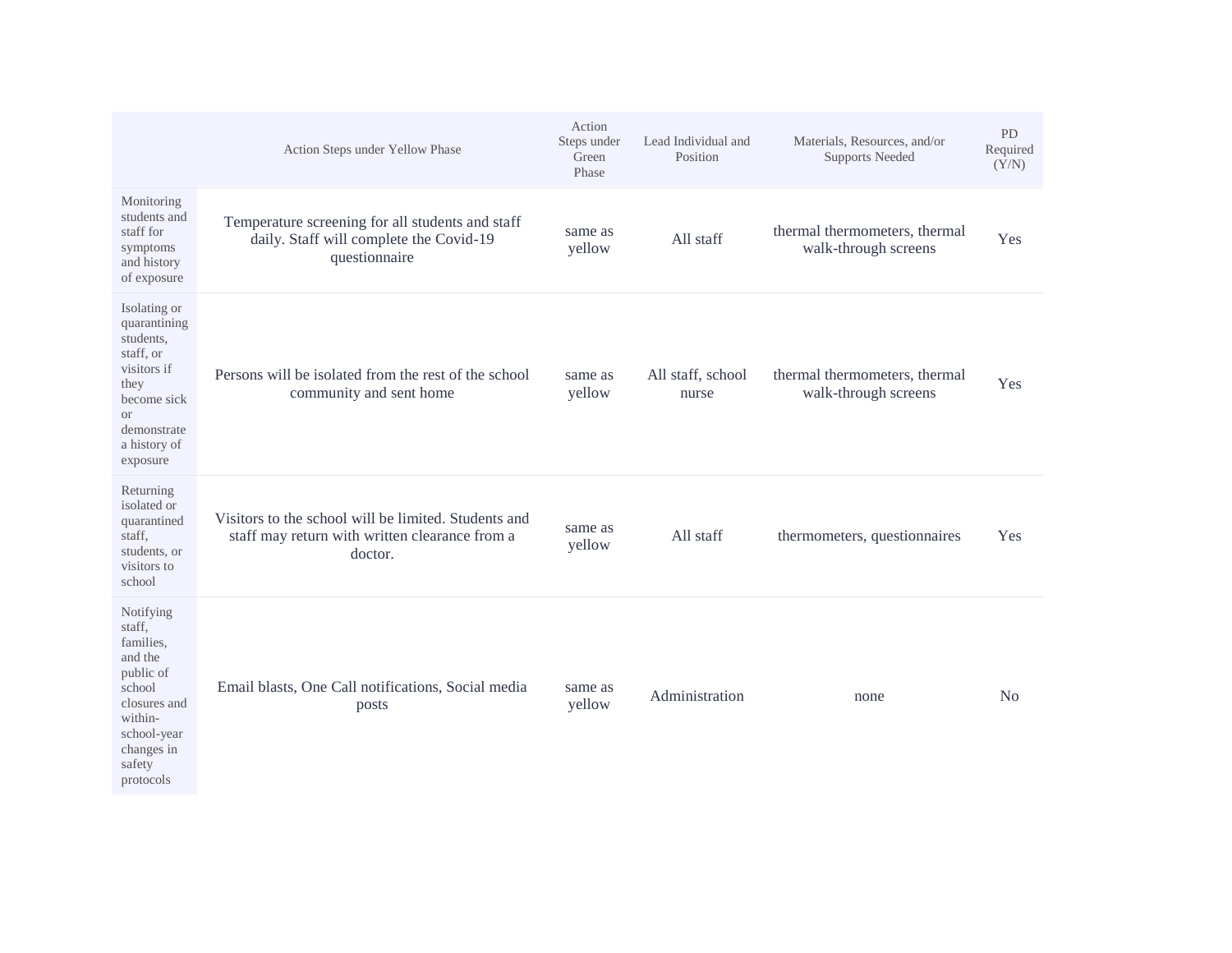| | Action Steps under Yellow Phase | Action Steps under Green Phase | Lead Individual and Position | Materials, Resources, and/or Supports Needed | PD Required (Y/N) |
|---|---|---|---|---|---|
| Monitoring students and staff for symptoms and history of exposure | Temperature screening for all students and staff daily. Staff will complete the Covid-19 questionnaire | same as yellow | All staff | thermal thermometers, thermal walk-through screens | Yes |
| Isolating or quarantining students, staff, or visitors if they become sick or demonstrate a history of exposure | Persons will be isolated from the rest of the school community and sent home | same as yellow | All staff, school nurse | thermal thermometers, thermal walk-through screens | Yes |
| Returning isolated or quarantined staff, students, or visitors to school | Visitors to the school will be limited. Students and staff may return with written clearance from a doctor. | same as yellow | All staff | thermometers, questionnaires | Yes |
| Notifying staff, families, and the public of school closures and within-school-year changes in safety protocols | Email blasts, One Call notifications, Social media posts | same as yellow | Administration | none | No |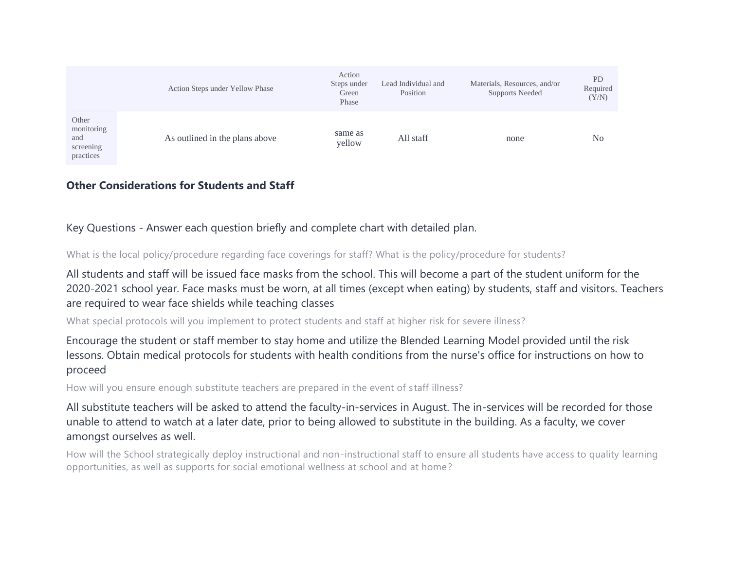| | Action Steps under Yellow Phase | Action Steps under Green Phase | Lead Individual and Position | Materials, Resources, and/or Supports Needed | PD Required (Y/N) |
|---|---|---|---|---|---|
| Other monitoring and screening practices | As outlined in the plans above | same as yellow | All staff | none | No |

**Other Considerations for Students and Staff**

Key Questions - Answer each question briefly and complete chart with detailed plan.

What is the local policy/procedure regarding face coverings for staff? What is the policy/procedure for students?

All students and staff will be issued face masks from the school. This will become a part of the student uniform for the 2020-2021 school year. Face masks must be worn, at all times (except when eating) by students, staff and visitors. Teachers are required to wear face shields while teaching classes

What special protocols will you implement to protect students and staff at higher risk for severe illness?

Encourage the student or staff member to stay home and utilize the Blended Learning Model provided until the risk lessons. Obtain medical protocols for students with health conditions from the nurse's office for instructions on how to proceed

How will you ensure enough substitute teachers are prepared in the event of staff illness?

All substitute teachers will be asked to attend the faculty-in-services in August. The in-services will be recorded for those unable to attend to watch at a later date, prior to being allowed to substitute in the building. As a faculty, we cover amongst ourselves as well.

How will the School strategically deploy instructional and non-instructional staff to ensure all students have access to quality learning opportunities, as well as supports for social emotional wellness at school and at home?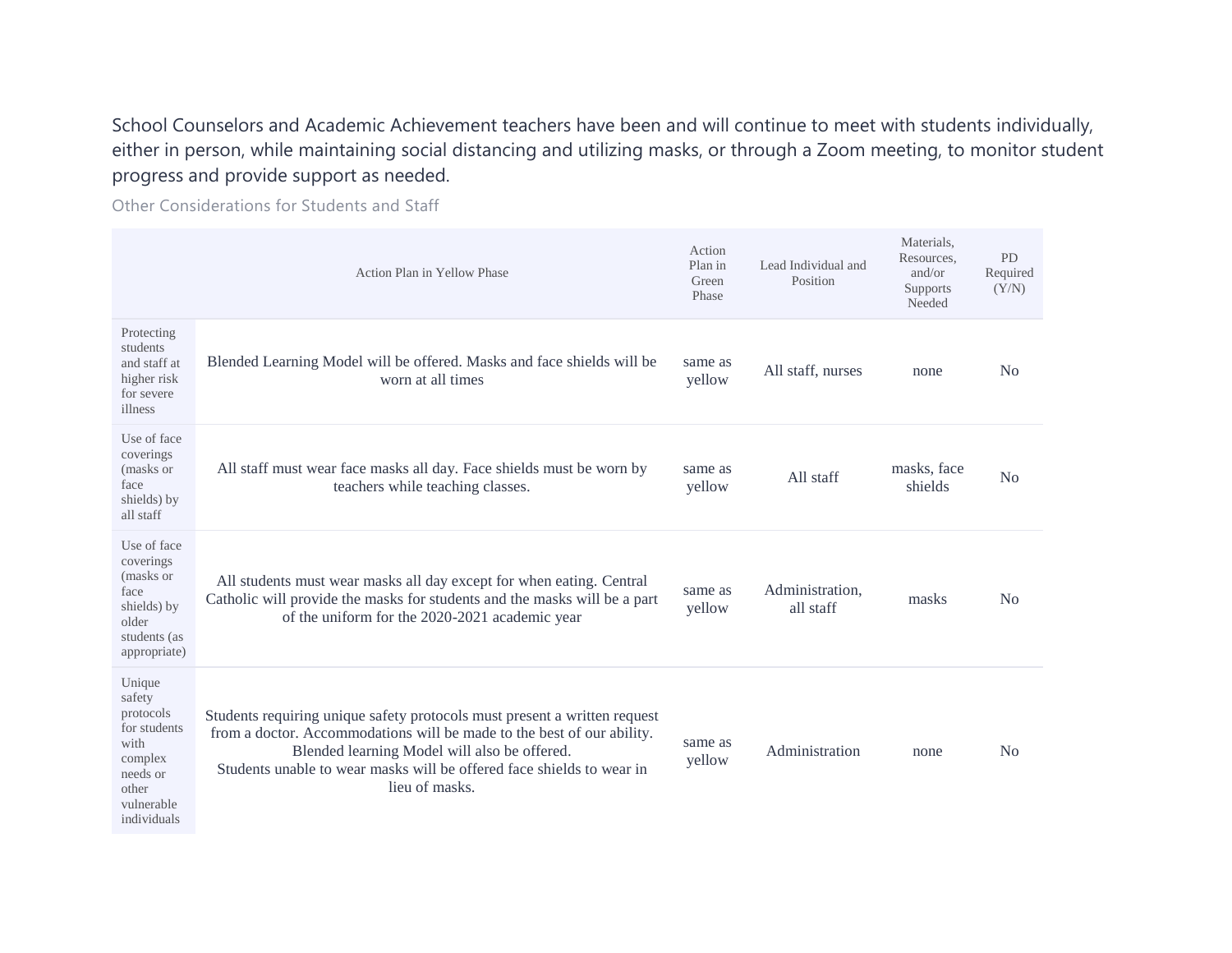School Counselors and Academic Achievement teachers have been and will continue to meet with students individually, either in person, while maintaining social distancing and utilizing masks, or through a Zoom meeting, to monitor student progress and provide support as needed.

### Other Considerations for Students and Staff

| | Action Plan in Yellow Phase | Action Plan in Green Phase | Lead Individual and Position | Materials, Resources, and/or Supports Needed | PD Required (Y/N) |
|---|---|---|---|---|---|
| Protecting students and staff at higher risk for severe illness | Blended Learning Model will be offered. Masks and face shields will be worn at all times | same as yellow | All staff, nurses | none | No |
| Use of face coverings (masks or face shields) by all staff | All staff must wear face masks all day. Face shields must be worn by teachers while teaching classes. | same as yellow | All staff | masks, face shields | No |
| Use of face coverings (masks or face shields) by older students (as appropriate) | All students must wear masks all day except for when eating. Central Catholic will provide the masks for students and the masks will be a part of the uniform for the 2020-2021 academic year | same as yellow | Administration, all staff | masks | No |
| Unique safety protocols for students with complex needs or other vulnerable individuals | Students requiring unique safety protocols must present a written request from a doctor. Accommodations will be made to the best of our ability. Blended learning Model will also be offered. Students unable to wear masks will be offered face shields to wear in lieu of masks. | same as yellow | Administration | none | No |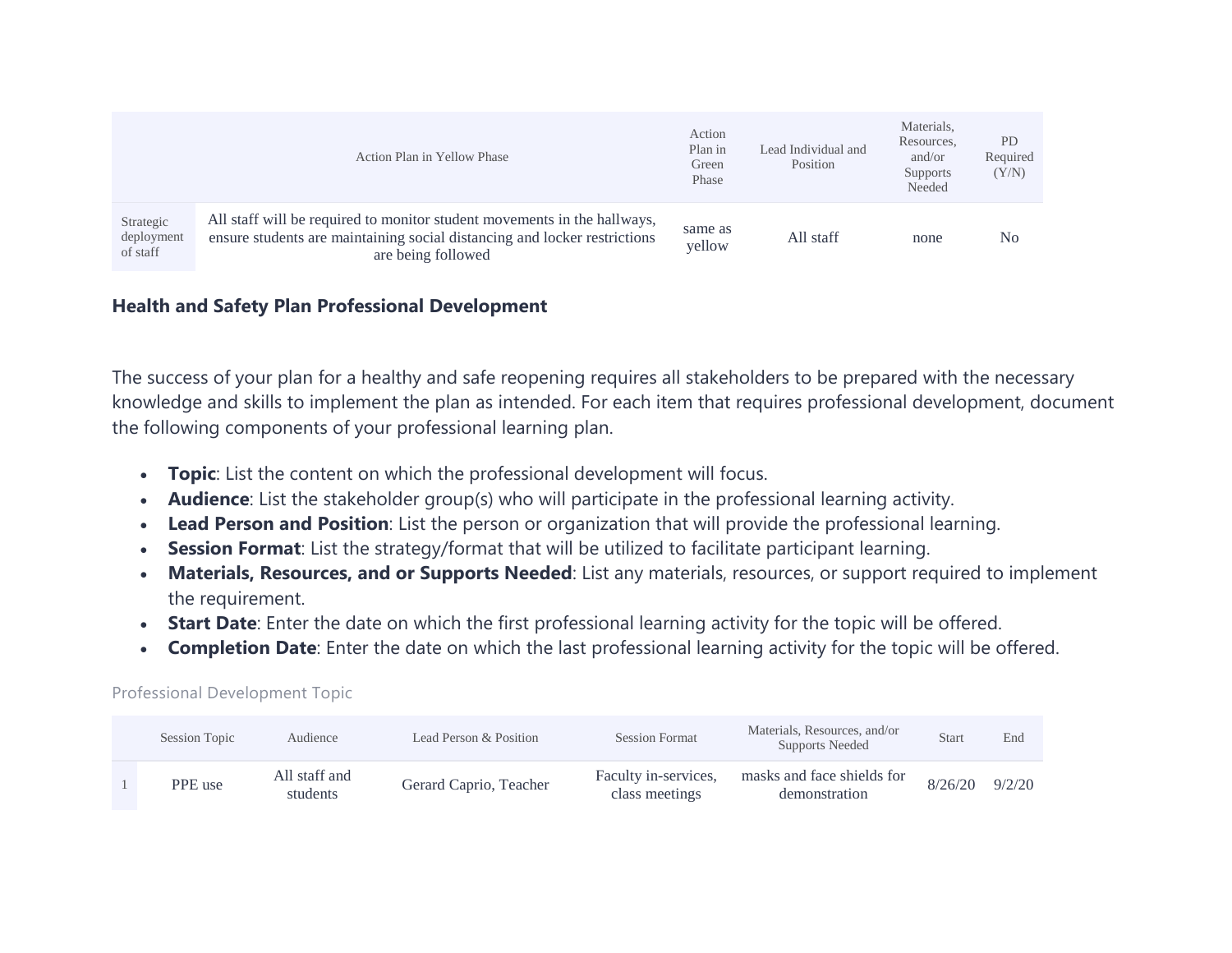| | Action Plan in Yellow Phase | Action Plan in Green Phase | Lead Individual and Position | Materials, Resources, and/or Supports Needed | PD Required (Y/N) |
|---|---|---|---|---|---|
| Strategic deployment of staff | All staff will be required to monitor student movements in the hallways, ensure students are maintaining social distancing and locker restrictions are being followed | same as yellow | All staff | none | No |

## Health and Safety Plan Professional Development

The success of your plan for a healthy and safe reopening requires all stakeholders to be prepared with the necessary knowledge and skills to implement the plan as intended. For each item that requires professional development, document the following components of your professional learning plan.

- **Topic**: List the content on which the professional development will focus.
- **Audience**: List the stakeholder group(s) who will participate in the professional learning activity.
- **Lead Person and Position**: List the person or organization that will provide the professional learning.
- **Session Format**: List the strategy/format that will be utilized to facilitate participant learning.
- **Materials, Resources, and or Supports Needed**: List any materials, resources, or support required to implement the requirement.
- **Start Date**: Enter the date on which the first professional learning activity for the topic will be offered.
- **Completion Date**: Enter the date on which the last professional learning activity for the topic will be offered.

Professional Development Topic

| | Session Topic | Audience | Lead Person & Position | Session Format | Materials, Resources, and/or Supports Needed | Start | End |
|---|---|---|---|---|---|---|---|
| 1 | PPE use | All staff and students | Gerard Caprio, Teacher | Faculty in-services, class meetings | masks and face shields for demonstration | 8/26/20 | 9/2/20 |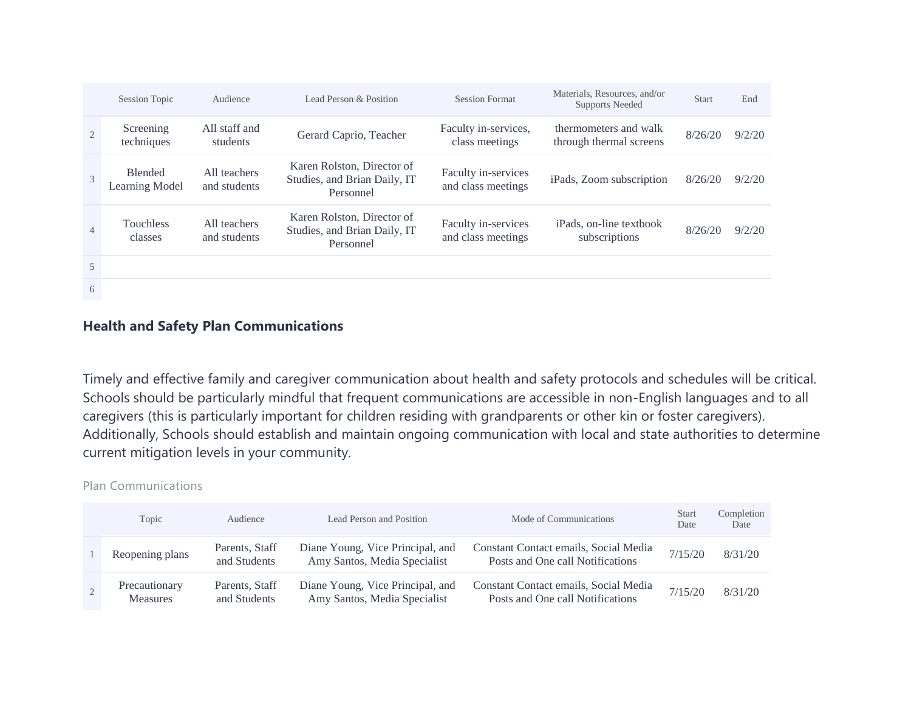| | Session Topic | Audience | Lead Person & Position | Session Format | Materials, Resources, and/or Supports Needed | Start | End |
|---|---|---|---|---|---|---|---|
| 2 | Screening techniques | All staff and students | Gerard Caprio, Teacher | Faculty in-services, class meetings | thermometers and walk through thermal screens | 8/26/20 | 9/2/20 |
| 3 | Blended Learning Model | All teachers and students | Karen Rolston, Director of Studies, and Brian Daily, IT Personnel | Faculty in-services and class meetings | iPads, Zoom subscription | 8/26/20 | 9/2/20 |
| 4 | Touchless classes | All teachers and students | Karen Rolston, Director of Studies, and Brian Daily, IT Personnel | Faculty in-services and class meetings | iPads, on-line textbook subscriptions | 8/26/20 | 9/2/20 |
| 5 | | | | | | | |
| 6 | | | | | | | |

## Health and Safety Plan Communications

Timely and effective family and caregiver communication about health and safety protocols and schedules will be critical. Schools should be particularly mindful that frequent communications are accessible in non-English languages and to all caregivers (this is particularly important for children residing with grandparents or other kin or foster caregivers). Additionally, Schools should establish and maintain ongoing communication with local and state authorities to determine current mitigation levels in your community.

Plan Communications

| | Topic | Audience | Lead Person and Position | Mode of Communications | Start Date | Completion Date |
|---|---|---|---|---|---|---|
| 1 | Reopening plans | Parents, Staff and Students | Diane Young, Vice Principal, and Amy Santos, Media Specialist | Constant Contact emails, Social Media Posts and One call Notifications | 7/15/20 | 8/31/20 |
| 2 | Precautionary Measures | Parents, Staff and Students | Diane Young, Vice Principal, and Amy Santos, Media Specialist | Constant Contact emails, Social Media Posts and One call Notifications | 7/15/20 | 8/31/20 |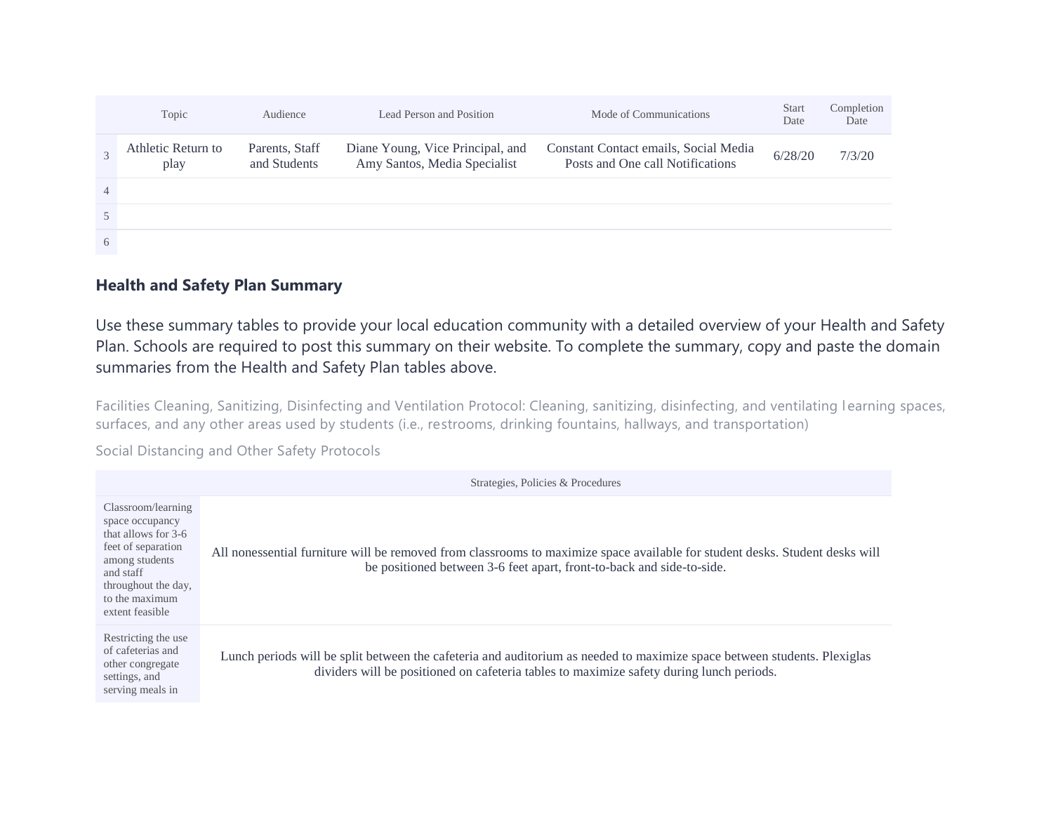| | Topic | Audience | Lead Person and Position | Mode of Communications | Start Date | Completion Date |
|---|---|---|---|---|---|---|
| 3 | Athletic Return to play | Parents, Staff and Students | Diane Young, Vice Principal, and Amy Santos, Media Specialist | Constant Contact emails, Social Media Posts and One call Notifications | 6/28/20 | 7/3/20 |
| 4 | | | | | | |
| 5 | | | | | | |
| 6 | | | | | | |

## Health and Safety Plan Summary

Use these summary tables to provide your local education community with a detailed overview of your Health and Safety Plan. Schools are required to post this summary on their website. To complete the summary, copy and paste the domain summaries from the Health and Safety Plan tables above.

Facilities Cleaning, Sanitizing, Disinfecting and Ventilation Protocol: Cleaning, sanitizing, disinfecting, and ventilating learning spaces, surfaces, and any other areas used by students (i.e., restrooms, drinking fountains, hallways, and transportation)

Social Distancing and Other Safety Protocols

| | Strategies, Policies & Procedures |
|---|---|
| Classroom/learning space occupancy that allows for 3-6 feet of separation among students and staff throughout the day, to the maximum extent feasible | All nonessential furniture will be removed from classrooms to maximize space available for student desks. Student desks will be positioned between 3-6 feet apart, front-to-back and side-to-side. |
| Restricting the use of cafeterias and other congregate settings, and serving meals in | Lunch periods will be split between the cafeteria and auditorium as needed to maximize space between students. Plexiglas dividers will be positioned on cafeteria tables to maximize safety during lunch periods. |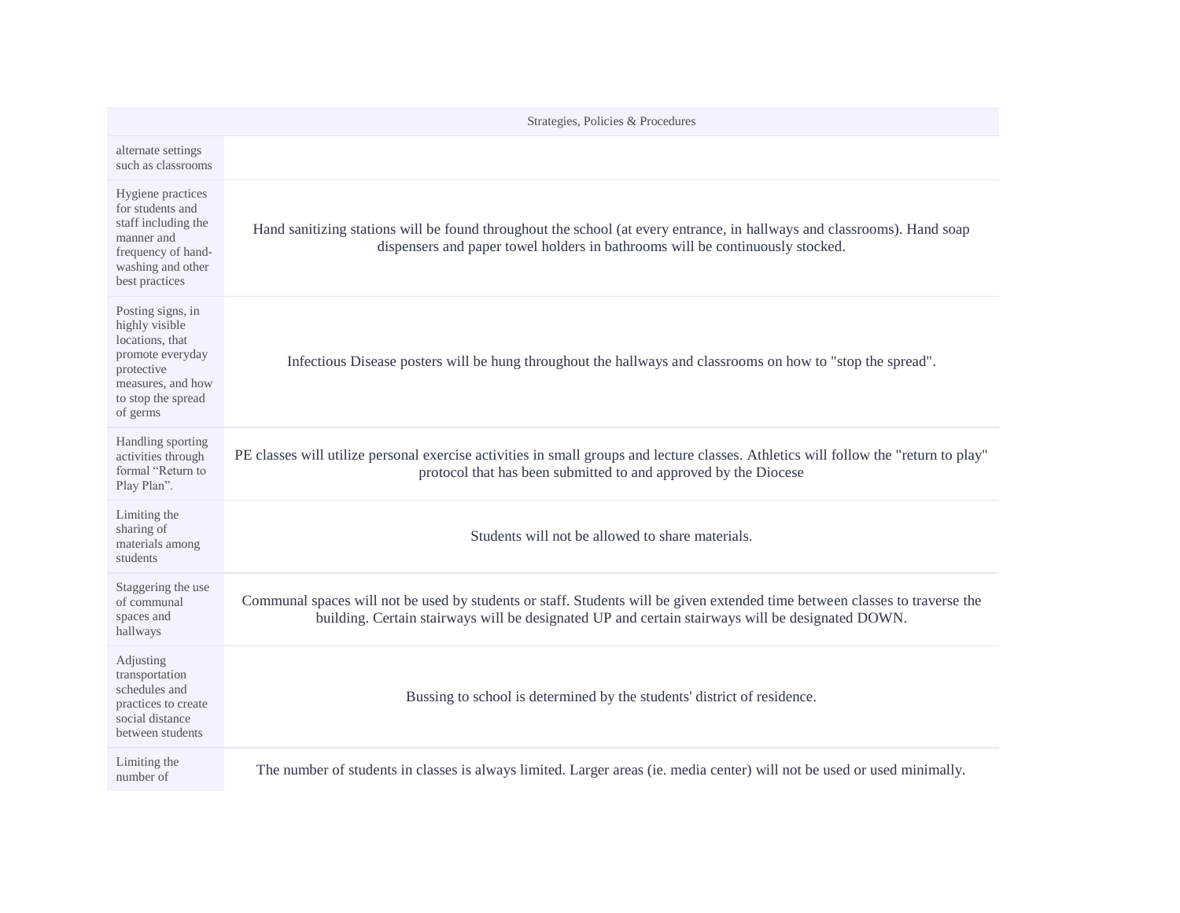| | Strategies, Policies & Procedures |
|---|---|
| alternate settings such as classrooms | |
| Hygiene practices for students and staff including the manner and frequency of hand-washing and other best practices | Hand sanitizing stations will be found throughout the school (at every entrance, in hallways and classrooms). Hand soap dispensers and paper towel holders in bathrooms will be continuously stocked. |
| Posting signs, in highly visible locations, that promote everyday protective measures, and how to stop the spread of germs | Infectious Disease posters will be hung throughout the hallways and classrooms on how to "stop the spread". |
| Handling sporting activities through formal "Return to Play Plan". | PE classes will utilize personal exercise activities in small groups and lecture classes. Athletics will follow the "return to play" protocol that has been submitted to and approved by the Diocese |
| Limiting the sharing of materials among students | Students will not be allowed to share materials. |
| Staggering the use of communal spaces and hallways | Communal spaces will not be used by students or staff. Students will be given extended time between classes to traverse the building. Certain stairways will be designated UP and certain stairways will be designated DOWN. |
| Adjusting transportation schedules and practices to create social distance between students | Bussing to school is determined by the students' district of residence. |
| Limiting the number of | The number of students in classes is always limited. Larger areas (ie. media center) will not be used or used minimally. |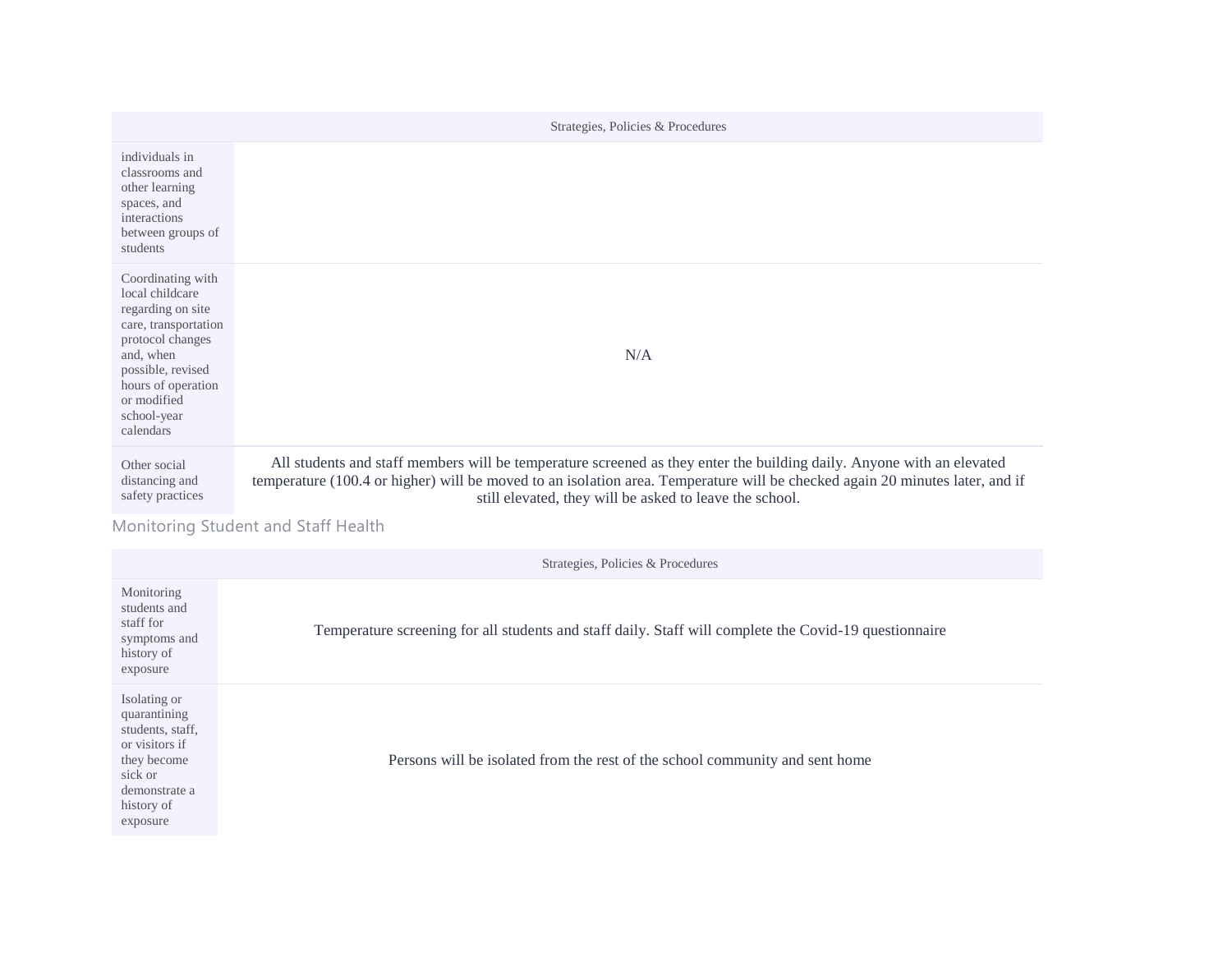| | Strategies, Policies & Procedures |
|---|---|
| individuals in classrooms and other learning spaces, and interactions between groups of students | |
| Coordinating with local childcare regarding on site care, transportation protocol changes and, when possible, revised hours of operation or modified school-year calendars | N/A |
| Other social distancing and safety practices | All students and staff members will be temperature screened as they enter the building daily. Anyone with an elevated temperature (100.4 or higher) will be moved to an isolation area. Temperature will be checked again 20 minutes later, and if still elevated, they will be asked to leave the school. |

## Monitoring Student and Staff Health

| | Strategies, Policies & Procedures |
|---|---|
| Monitoring students and staff for symptoms and history of exposure | Temperature screening for all students and staff daily. Staff will complete the Covid-19 questionnaire |
| Isolating or quarantining students, staff, or visitors if they become sick or demonstrate a history of exposure | Persons will be isolated from the rest of the school community and sent home |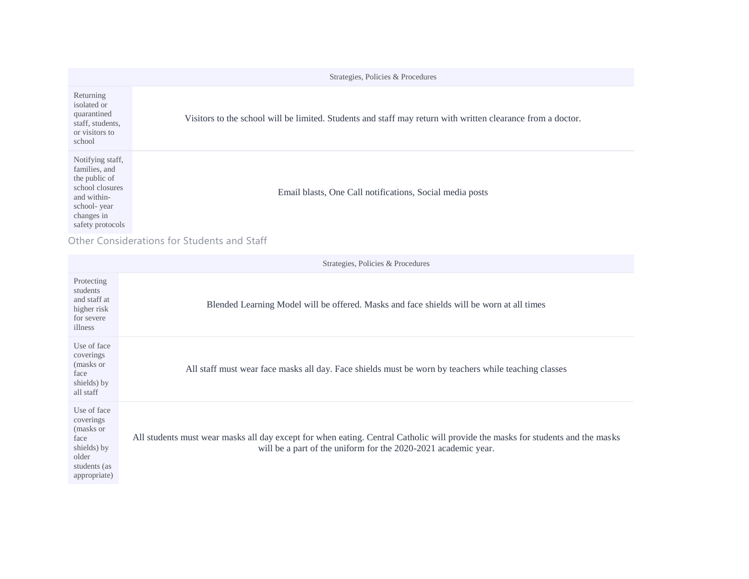| | Strategies, Policies & Procedures |
|---|---|
| Returning isolated or quarantined staff, students, or visitors to school | Visitors to the school will be limited. Students and staff may return with written clearance from a doctor. |
| Notifying staff, families, and the public of school closures and within-school- year changes in safety protocols | Email blasts, One Call notifications, Social media posts |

## Other Considerations for Students and Staff

| | Strategies, Policies & Procedures |
|---|---|
| Protecting students and staff at higher risk for severe illness | Blended Learning Model will be offered. Masks and face shields will be worn at all times |
| Use of face coverings (masks or face shields) by all staff | All staff must wear face masks all day. Face shields must be worn by teachers while teaching classes |
| Use of face coverings (masks or face shields) by older students (as appropriate) | All students must wear masks all day except for when eating. Central Catholic will provide the masks for students and the masks will be a part of the uniform for the 2020-2021 academic year. |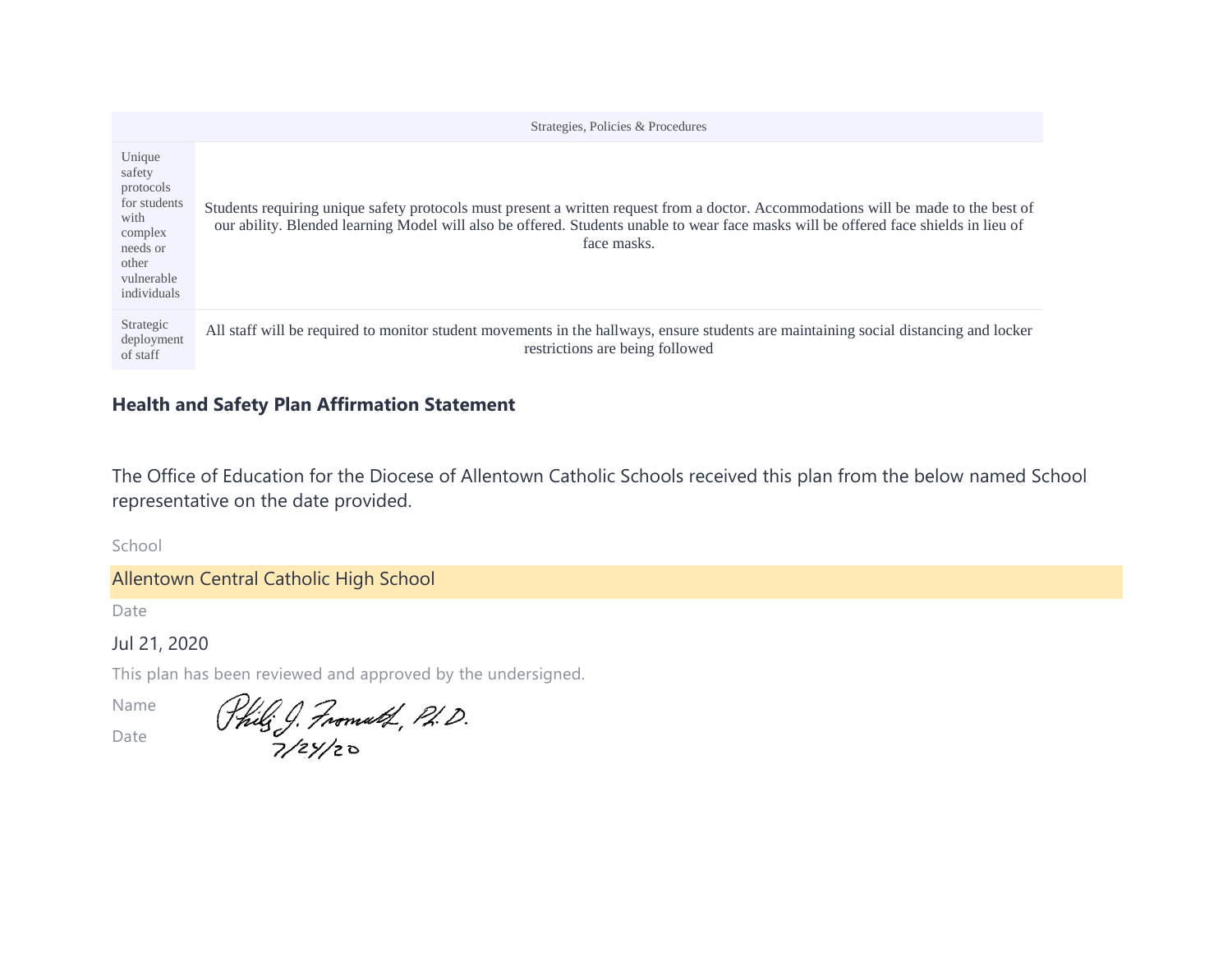| | Strategies, Policies & Procedures |
|---|---|
| Unique safety protocols for students with complex needs or other vulnerable individuals | Students requiring unique safety protocols must present a written request from a doctor. Accommodations will be made to the best of our ability. Blended learning Model will also be offered. Students unable to wear face masks will be offered face shields in lieu of face masks. |
| Strategic deployment of staff | All staff will be required to monitor student movements in the hallways, ensure students are maintaining social distancing and locker restrictions are being followed |

## Health and Safety Plan Affirmation Statement

The Office of Education for the Diocese of Allentown Catholic Schools received this plan from the below named School representative on the date provided.

School

Allentown Central Catholic High School

Date

Jul 21, 2020

This plan has been reviewed and approved by the undersigned.

Name Philip J. Fromuth, Ph.D.

Date 7/24/20